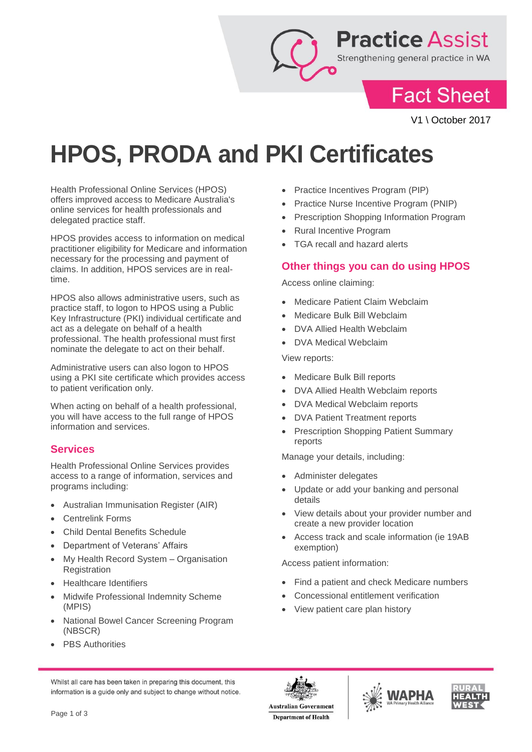Practice Assist

Strengthening general practice in WA

Fact Sheet

V1 \ October 2017

# HPOS, PRODA and PKI Certificates

Health Professional Online Services (HPOS) offers improved access to Medicare Australia's online services for health professionals and delegated practice staff.

HPOS provides access to information on medical practitioner eligibility for Medicare and information necessary for the processing and payment of claims. In addition, HPOS services are in real-time.

HPOS also allows administrative users, such as practice staff, to logon to HPOS using a Public Key Infrastructure (PKI) individual certificate and act as a delegate on behalf of a health professional. The health professional must first nominate the delegate to act on their behalf.

Administrative users can also logon to HPOS using a PKI site certificate which provides access to patient verification only.

When acting on behalf of a health professional, you will have access to the full range of HPOS information and services.

## Services

Health Professional Online Services provides access to a range of information, services and programs including:

- Australian Immunisation Register (AIR)
- Centrelink Forms
- Child Dental Benefits Schedule
- Department of Veterans' Affairs
- My Health Record System – Organisation Registration
- Healthcare Identifiers
- Midwife Professional Indemnity Scheme (MPIS)
- National Bowel Cancer Screening Program (NBSCR)
- PBS Authorities
- Practice Incentives Program (PIP)
- Practice Nurse Incentive Program (PNIP)
- Prescription Shopping Information Program
- Rural Incentive Program
- TGA recall and hazard alerts

## Other things you can do using HPOS

Access online claiming:

- Medicare Patient Claim Webclaim
- Medicare Bulk Bill Webclaim
- DVA Allied Health Webclaim
- DVA Medical Webclaim

View reports:

- Medicare Bulk Bill reports
- DVA Allied Health Webclaim reports
- DVA Medical Webclaim reports
- DVA Patient Treatment reports
- Prescription Shopping Patient Summary reports

Manage your details, including:

- Administer delegates
- Update or add your banking and personal details
- View details about your provider number and create a new provider location
- Access track and scale information (ie 19AB exemption)

Access patient information:

- Find a patient and check Medicare numbers
- Concessional entitlement verification
- View patient care plan history

Whilst all care has been taken in preparing this document, this information is a guide only and subject to change without notice.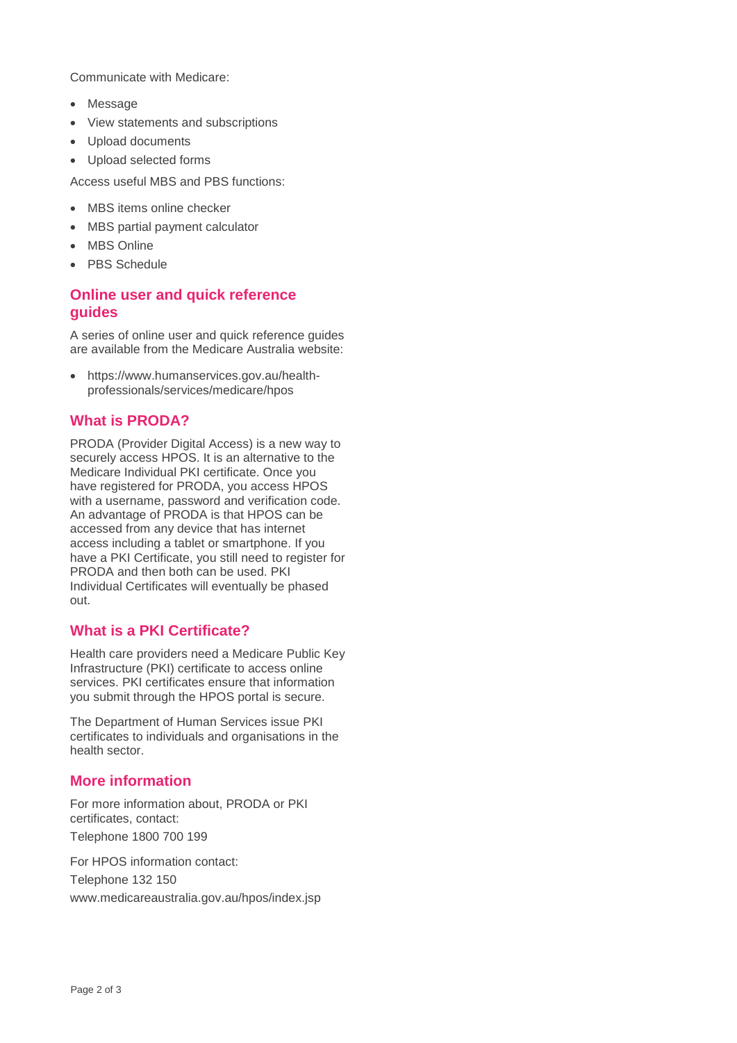Communicate with Medicare:

- Message
- View statements and subscriptions
- Upload documents
- Upload selected forms

Access useful MBS and PBS functions:

- MBS items online checker
- MBS partial payment calculator
- MBS Online
- PBS Schedule

## Online user and quick reference guides

A series of online user and quick reference guides are available from the Medicare Australia website:

- https://www.humanservices.gov.au/health-professionals/services/medicare/hpos

## What is PRODA?

PRODA (Provider Digital Access) is a new way to securely access HPOS. It is an alternative to the Medicare Individual PKI certificate. Once you have registered for PRODA, you access HPOS with a username, password and verification code. An advantage of PRODA is that HPOS can be accessed from any device that has internet access including a tablet or smartphone. If you have a PKI Certificate, you still need to register for PRODA and then both can be used. PKI Individual Certificates will eventually be phased out.

## What is a PKI Certificate?

Health care providers need a Medicare Public Key Infrastructure (PKI) certificate to access online services. PKI certificates ensure that information you submit through the HPOS portal is secure.

The Department of Human Services issue PKI certificates to individuals and organisations in the health sector.

## More information

For more information about, PRODA or PKI certificates, contact:
Telephone 1800 700 199

For HPOS information contact:
Telephone 132 150
www.medicareaustralia.gov.au/hpos/index.jsp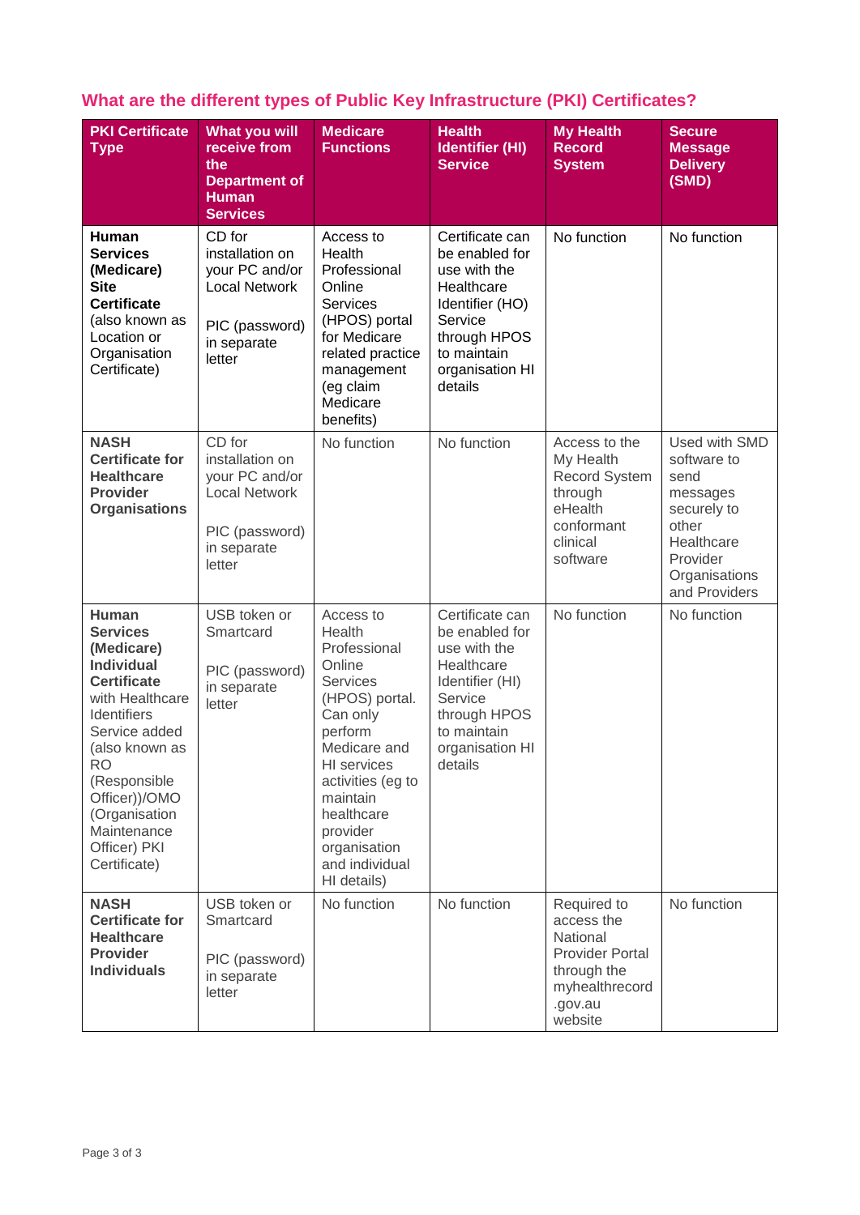## What are the different types of Public Key Infrastructure (PKI) Certificates?

| PKI Certificate Type | What you will receive from the Department of Human Services | Medicare Functions | Health Identifier (HI) Service | My Health Record System | Secure Message Delivery (SMD) |
|---|---|---|---|---|---|
| **Human Services (Medicare) Site Certificate** (also known as Location or Organisation Certificate) | CD for installation on your PC and/or Local Network<br><br>PIC (password) in separate letter | Access to Health Professional Online Services (HPOS) portal for Medicare related practice management (eg claim Medicare benefits) | Certificate can be enabled for use with the Healthcare Identifier (HO) Service through HPOS to maintain organisation HI details | No function | No function |
| **NASH Certificate for Healthcare Provider Organisations** | CD for installation on your PC and/or Local Network<br><br>PIC (password) in separate letter | No function | No function | Access to the My Health Record System through eHealth conformant clinical software | Used with SMD software to send messages securely to other Healthcare Provider Organisations and Providers |
| **Human Services (Medicare) Individual Certificate** with Healthcare Identifiers Service added (also known as RO (Responsible Officer))/OMO (Organisation Maintenance Officer) PKI Certificate) | USB token or Smartcard<br><br>PIC (password) in separate letter | Access to Health Professional Online Services (HPOS) portal. Can only perform Medicare and HI services activities (eg to maintain healthcare provider organisation and individual HI details) | Certificate can be enabled for use with the Healthcare Identifier (HI) Service through HPOS to maintain organisation HI details | No function | No function |
| **NASH Certificate for Healthcare Provider Individuals** | USB token or Smartcard<br><br>PIC (password) in separate letter | No function | No function | Required to access the National Provider Portal through the myhealthrecord.gov.au website | No function |